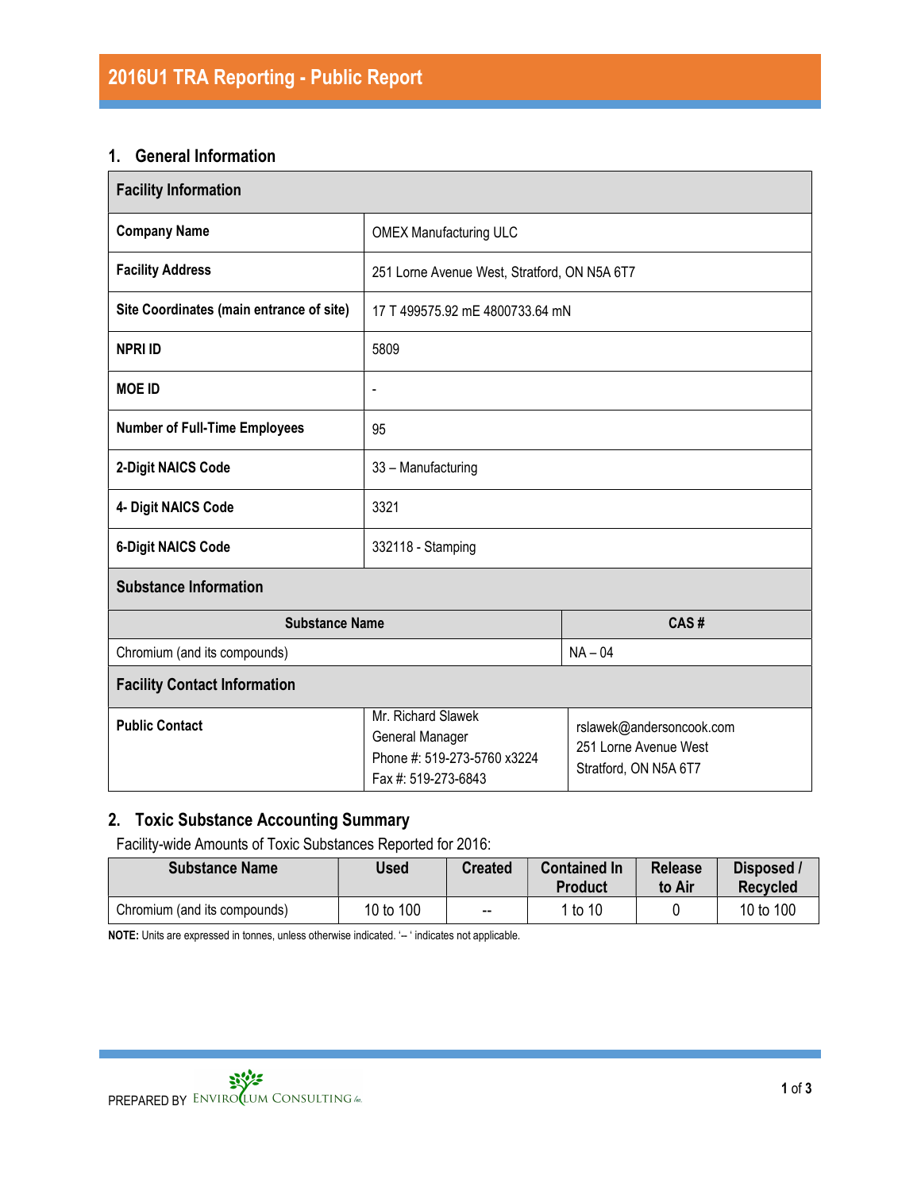# 2016U1 TRA Reporting - Public Report

## 1. General Information

| Facility Information | |
|---|---|
| **Company Name** | OMEX Manufacturing ULC |
| **Facility Address** | 251 Lorne Avenue West, Stratford, ON N5A 6T7 |
| **Site Coordinates (main entrance of site)** | 17 T 499575.92 mE 4800733.64 mN |
| **NPRI ID** | 5809 |
| **MOE ID** | - |
| **Number of Full-Time Employees** | 95 |
| **2-Digit NAICS Code** | 33 – Manufacturing |
| **4- Digit NAICS Code** | 3321 |
| **6-Digit NAICS Code** | 332118 - Stamping |

**Substance Information**

| Substance Name | CAS # |
|---|---|
| Chromium (and its compounds) | NA – 04 |

**Facility Contact Information**

| | | |
|---|---|---|
| **Public Contact** | Mr. Richard Slawek<br>General Manager<br>Phone #: 519-273-5760 x3224<br>Fax #: 519-273-6843 | rslawek@andersoncook.com<br>251 Lorne Avenue West<br>Stratford, ON N5A 6T7 |

## 2. Toxic Substance Accounting Summary

Facility-wide Amounts of Toxic Substances Reported for 2016:

| Substance Name | Used | Created | Contained In Product | Release to Air | Disposed / Recycled |
|---|---|---|---|---|---|
| Chromium (and its compounds) | 10 to 100 | -- | 1 to 10 | 0 | 10 to 100 |

**NOTE:** Units are expressed in tonnes, unless otherwise indicated. '-- ' indicates not applicable.

PREPARED BY ENVIROCLUM CONSULTING Inc.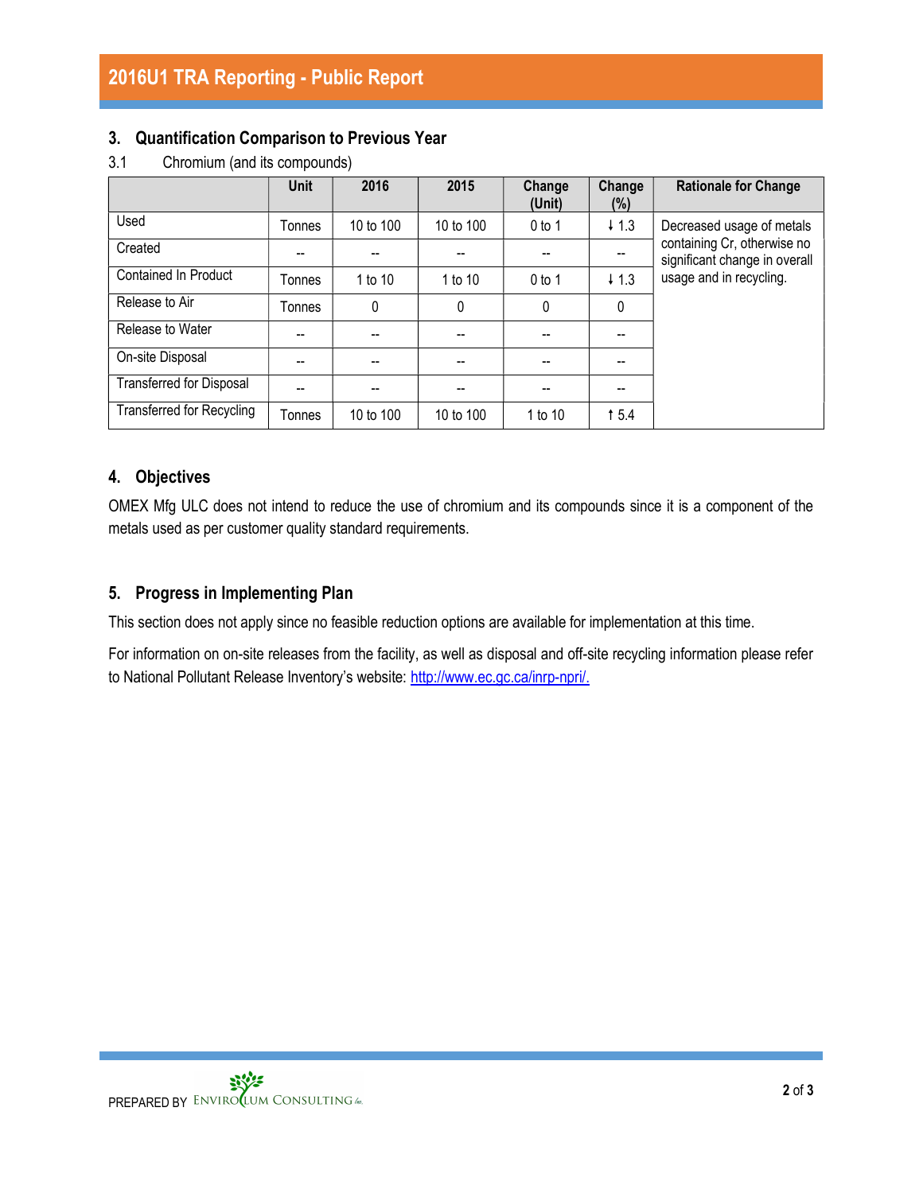## 3. Quantification Comparison to Previous Year

3.1 Chromium (and its compounds)

| | Unit | 2016 | 2015 | Change (Unit) | Change (%) | Rationale for Change |
|---|---|---|---|---|---|---|
| Used | Tonnes | 10 to 100 | 10 to 100 | 0 to 1 | ↓ 1.3 | Decreased usage of metals containing Cr, otherwise no significant change in overall usage and in recycling. |
| Created | -- | -- | -- | -- | -- | |
| Contained In Product | Tonnes | 1 to 10 | 1 to 10 | 0 to 1 | ↓ 1.3 | |
| Release to Air | Tonnes | 0 | 0 | 0 | 0 | |
| Release to Water | -- | -- | -- | -- | -- | |
| On-site Disposal | -- | -- | -- | -- | -- | |
| Transferred for Disposal | -- | -- | -- | -- | -- | |
| Transferred for Recycling | Tonnes | 10 to 100 | 10 to 100 | 1 to 10 | ↑ 5.4 | |

## 4. Objectives

OMEX Mfg ULC does not intend to reduce the use of chromium and its compounds since it is a component of the metals used as per customer quality standard requirements.

## 5. Progress in Implementing Plan

This section does not apply since no feasible reduction options are available for implementation at this time.

For information on on-site releases from the facility, as well as disposal and off-site recycling information please refer to National Pollutant Release Inventory's website: http://www.ec.gc.ca/inrp-npri/.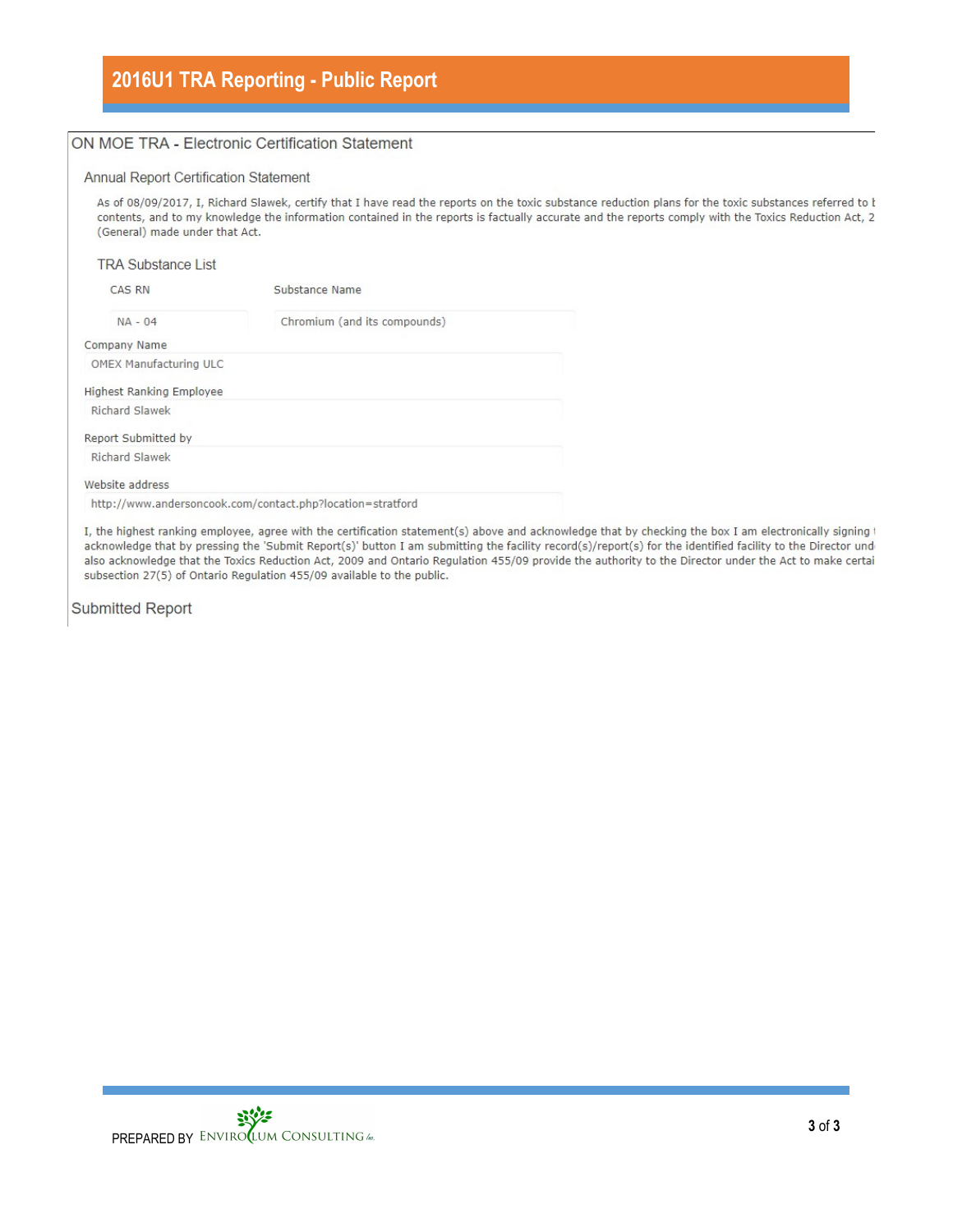# 2016U1 TRA Reporting - Public Report

## ON MOE TRA - Electronic Certification Statement

### Annual Report Certification Statement

As of 08/09/2017, I, Richard Slawek, certify that I have read the reports on the toxic substance reduction plans for the toxic substances referred to b contents, and to my knowledge the information contained in the reports is factually accurate and the reports comply with the Toxics Reduction Act, 2 (General) made under that Act.

#### TRA Substance List

| CAS RN | Substance Name |
|---|---|
| NA - 04 | Chromium (and its compounds) |

Company Name

OMEX Manufacturing ULC

Highest Ranking Employee

Richard Slawek

Report Submitted by

Richard Slawek

Website address

http://www.andersoncook.com/contact.php?location=stratford

I, the highest ranking employee, agree with the certification statement(s) above and acknowledge that by checking the box I am electronically signing t acknowledge that by pressing the 'Submit Report(s)' button I am submitting the facility record(s)/report(s) for the identified facility to the Director und also acknowledge that the Toxics Reduction Act, 2009 and Ontario Regulation 455/09 provide the authority to the Director under the Act to make certai subsection 27(5) of Ontario Regulation 455/09 available to the public.

## Submitted Report

PREPARED BY ENVIROCLUM CONSULTING Inc.